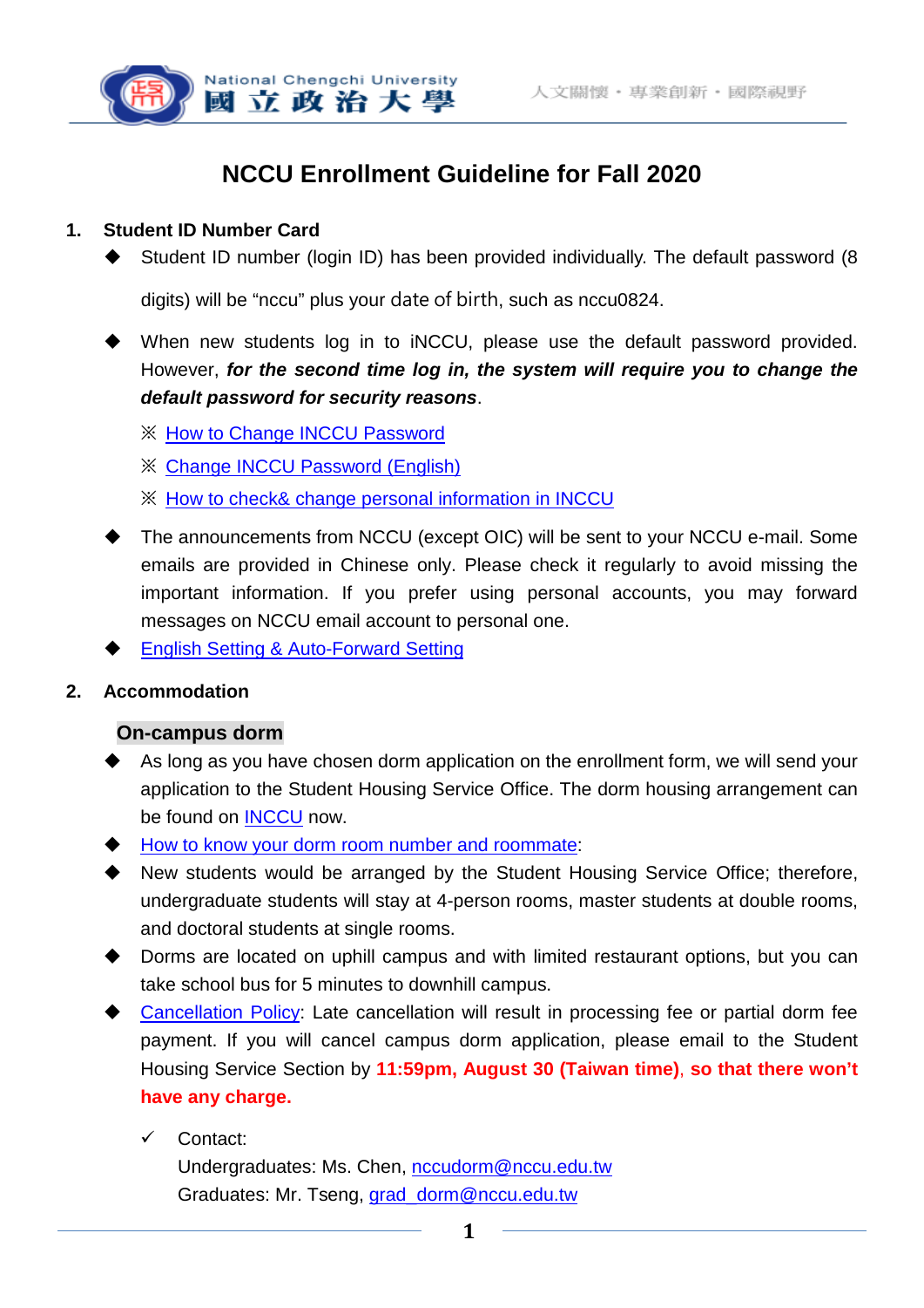# NCCU Enrollment Guideline for Fall 2020

## 1. Student ID Number Card

- Student ID number (login ID) has been provided individually. The default password (8 digits) will be "nccu" plus your date of birth, such as nccu0824.
- When new students log in to iNCCU, please use the default password provided. However, ***for the second time log in, the system will require you to change the default password for security reasons***.

  ※ How to Change INCCU Password

  ※ Change INCCU Password (English)

  ※ How to check& change personal information in INCCU

- The announcements from NCCU (except OIC) will be sent to your NCCU e-mail. Some emails are provided in Chinese only. Please check it regularly to avoid missing the important information. If you prefer using personal accounts, you may forward messages on NCCU email account to personal one.
- English Setting & Auto-Forward Setting

## 2. Accommodation

### On-campus dorm

- As long as you have chosen dorm application on the enrollment form, we will send your application to the Student Housing Service Office. The dorm housing arrangement can be found on INCCU now.
- How to know your dorm room number and roommate:
- New students would be arranged by the Student Housing Service Office; therefore, undergraduate students will stay at 4-person rooms, master students at double rooms, and doctoral students at single rooms.
- Dorms are located on uphill campus and with limited restaurant options, but you can take school bus for 5 minutes to downhill campus.
- Cancellation Policy: Late cancellation will result in processing fee or partial dorm fee payment. If you will cancel campus dorm application, please email to the Student Housing Service Section by **11:59pm, August 30 (Taiwan time)**, **so that there won't have any charge.**

  ✓ Contact:
  Undergraduates: Ms. Chen, nccudorm@nccu.edu.tw
  Graduates: Mr. Tseng, grad_dorm@nccu.edu.tw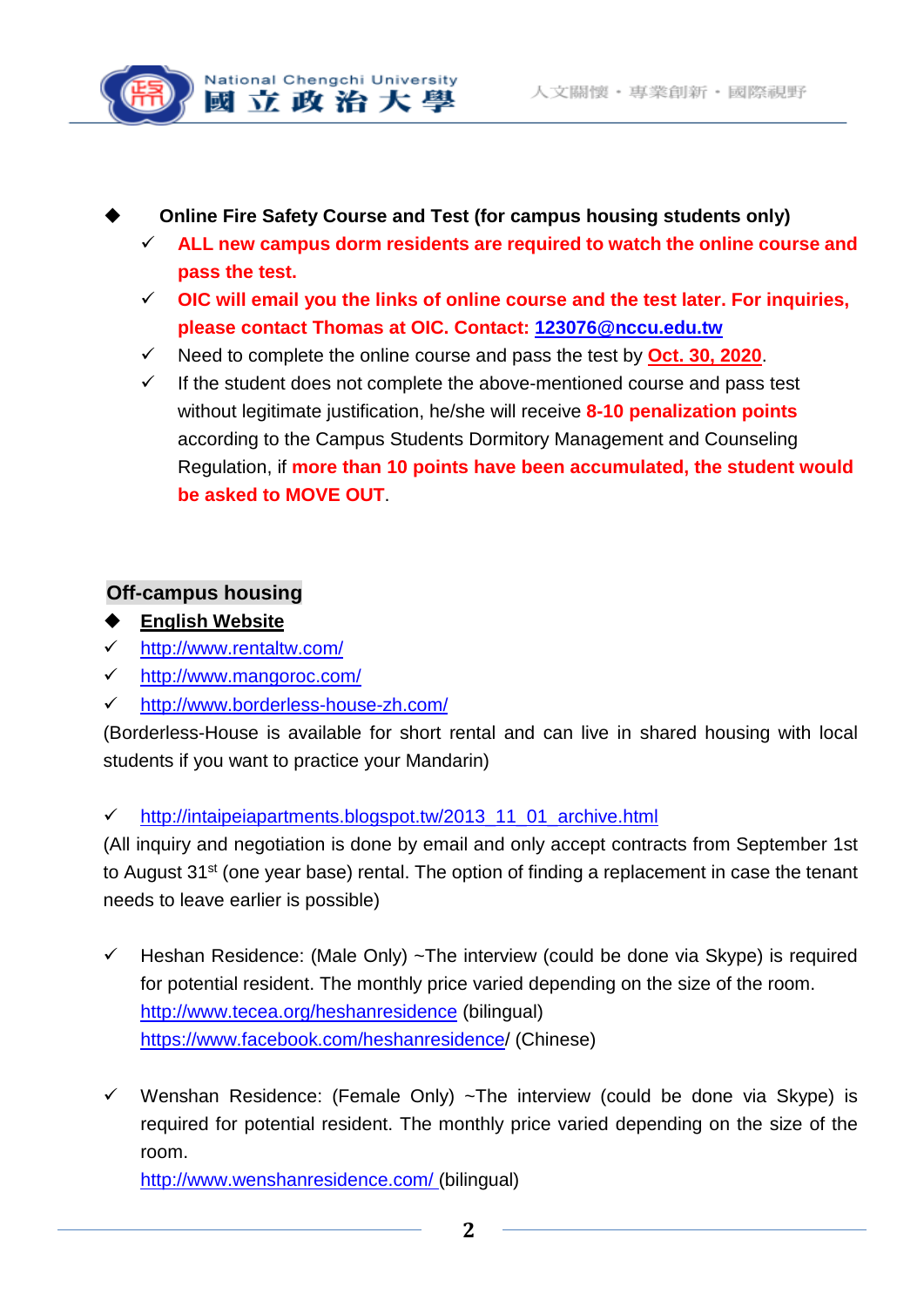- **Online Fire Safety Course and Test (for campus housing students only)**
  - ✓ **ALL new campus dorm residents are required to watch the online course and pass the test.**
  - ✓ **OIC will email you the links of online course and the test later. For inquiries, please contact Thomas at OIC. Contact: 123076@nccu.edu.tw**
  - ✓ Need to complete the online course and pass the test by **Oct. 30, 2020**.
  - ✓ If the student does not complete the above-mentioned course and pass test without legitimate justification, he/she will receive **8-10 penalization points** according to the Campus Students Dormitory Management and Counseling Regulation, if **more than 10 points have been accumulated, the student would be asked to MOVE OUT**.

## Off-campus housing

- **English Website**

✓ http://www.rentaltw.com/

✓ http://www.mangoroc.com/

✓ http://www.borderless-house-zh.com/

(Borderless-House is available for short rental and can live in shared housing with local students if you want to practice your Mandarin)

✓ http://intaipeiapartments.blogspot.tw/2013_11_01_archive.html

(All inquiry and negotiation is done by email and only accept contracts from September 1st to August 31st (one year base) rental. The option of finding a replacement in case the tenant needs to leave earlier is possible)

✓ Heshan Residence: (Male Only) ~The interview (could be done via Skype) is required for potential resident. The monthly price varied depending on the size of the room.
http://www.tecea.org/heshanresidence (bilingual)
https://www.facebook.com/heshanresidence/ (Chinese)

✓ Wenshan Residence: (Female Only) ~The interview (could be done via Skype) is required for potential resident. The monthly price varied depending on the size of the room.
http://www.wenshanresidence.com/ (bilingual)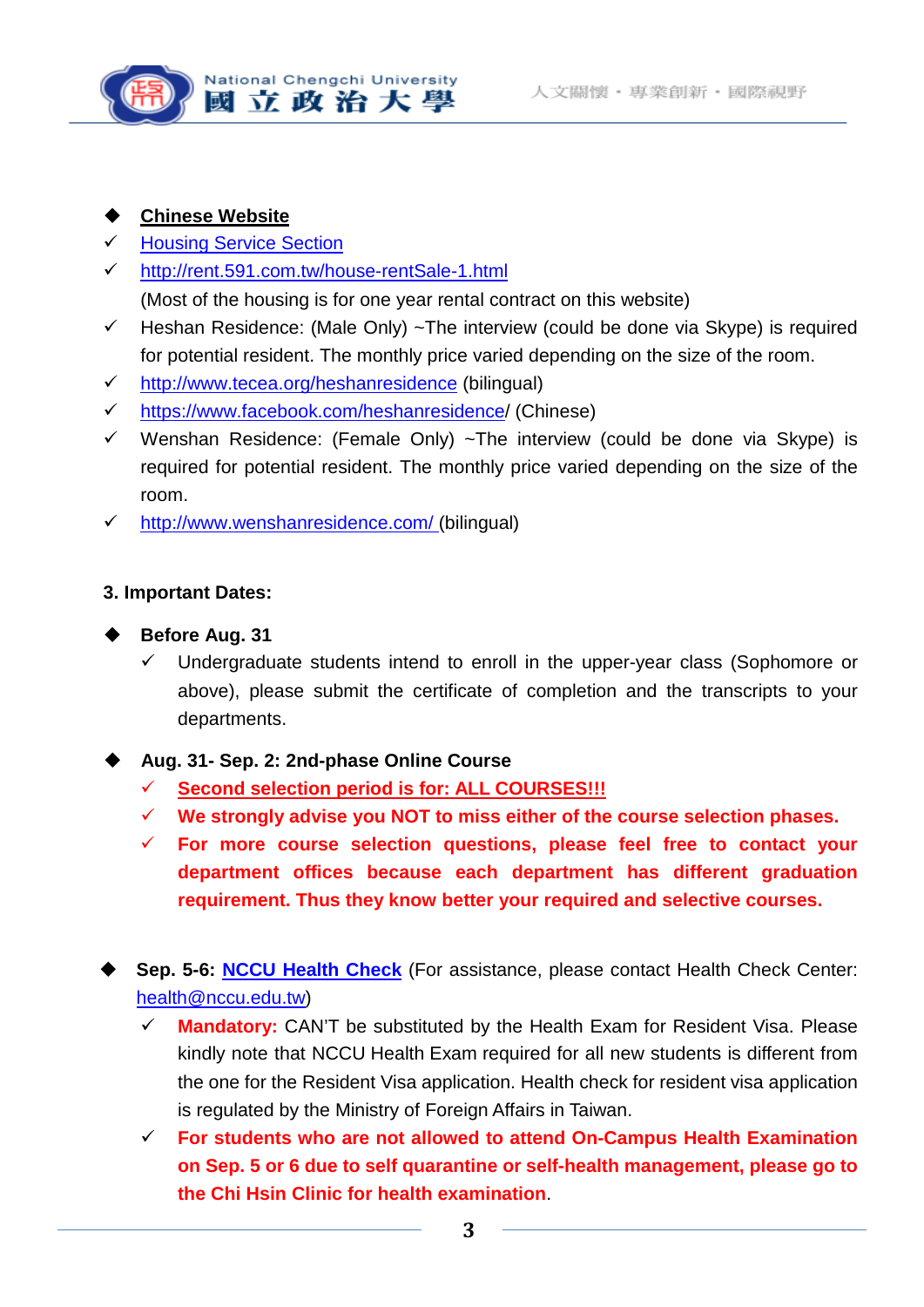- **Chinese Website**
  - ✓ Housing Service Section
  - ✓ http://rent.591.com.tw/house-rentSale-1.html
    (Most of the housing is for one year rental contract on this website)
  - ✓ Heshan Residence: (Male Only) ~The interview (could be done via Skype) is required for potential resident. The monthly price varied depending on the size of the room.
  - ✓ http://www.tecea.org/heshanresidence (bilingual)
  - ✓ https://www.facebook.com/heshanresidence/ (Chinese)
  - ✓ Wenshan Residence: (Female Only) ~The interview (could be done via Skype) is required for potential resident. The monthly price varied depending on the size of the room.
  - ✓ http://www.wenshanresidence.com/ (bilingual)

**3. Important Dates:**

- **Before Aug. 31**
  - ✓ Undergraduate students intend to enroll in the upper-year class (Sophomore or above), please submit the certificate of completion and the transcripts to your departments.
- **Aug. 31- Sep. 2: 2nd-phase Online Course**
  - ✓ **Second selection period is for: ALL COURSES!!!**
  - ✓ **We strongly advise you NOT to miss either of the course selection phases.**
  - ✓ **For more course selection questions, please feel free to contact your department offices because each department has different graduation requirement. Thus they know better your required and selective courses.**
- **Sep. 5-6: NCCU Health Check** (For assistance, please contact Health Check Center: health@nccu.edu.tw)
  - ✓ **Mandatory:** CAN'T be substituted by the Health Exam for Resident Visa. Please kindly note that NCCU Health Exam required for all new students is different from the one for the Resident Visa application. Health check for resident visa application is regulated by the Ministry of Foreign Affairs in Taiwan.
  - ✓ **For students who are not allowed to attend On-Campus Health Examination on Sep. 5 or 6 due to self quarantine or self-health management, please go to the Chi Hsin Clinic for health examination**.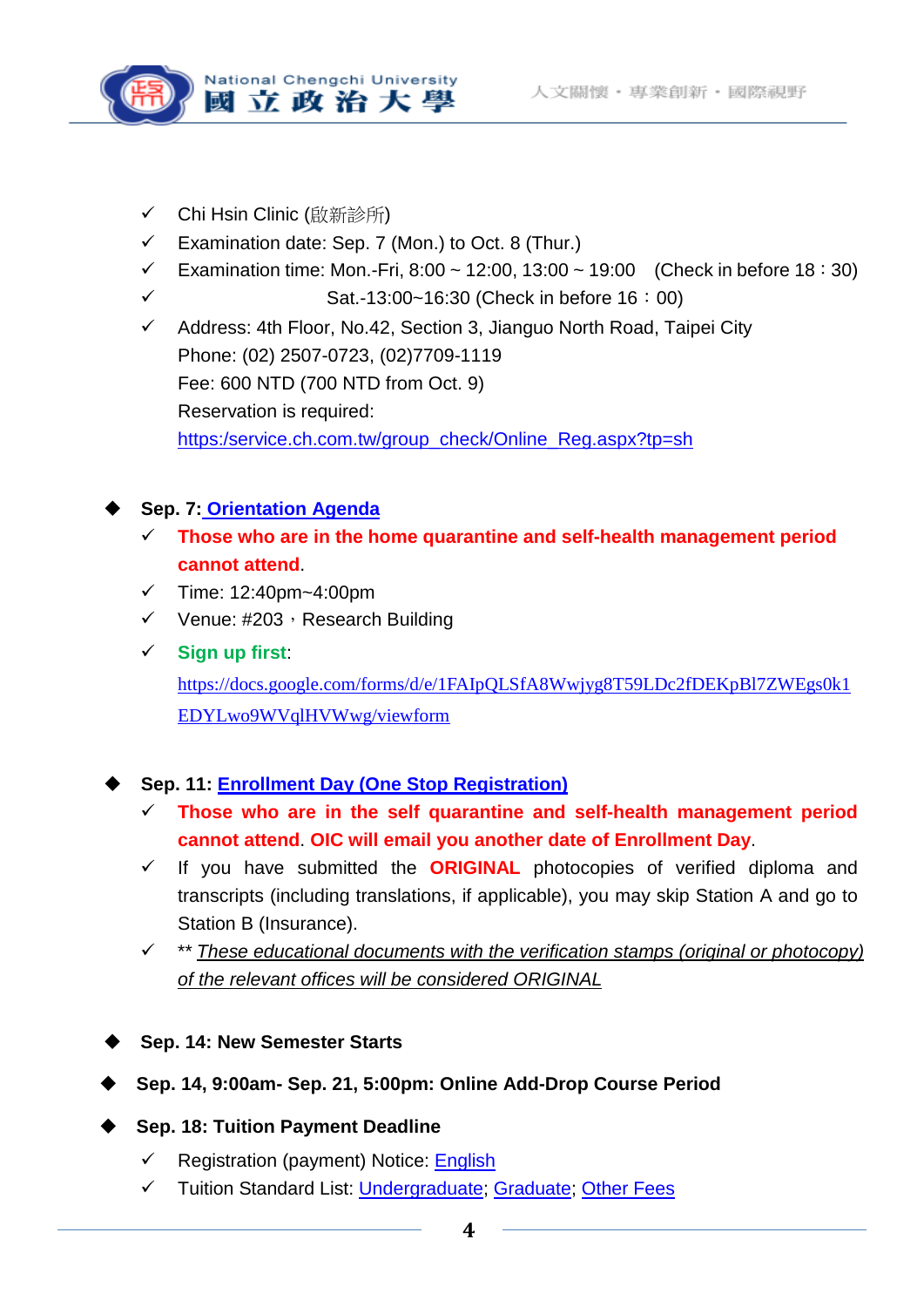- ✓ Chi Hsin Clinic (啟新診所)
- ✓ Examination date: Sep. 7 (Mon.) to Oct. 8 (Thur.)
- ✓ Examination time: Mon.-Fri, 8:00 ~ 12:00, 13:00 ~ 19:00 (Check in before 18：30)
- ✓ Sat.-13:00~16:30 (Check in before 16：00)
- ✓ Address: 4th Floor, No.42, Section 3, Jianguo North Road, Taipei City
  Phone: (02) 2507-0723, (02)7709-1119
  Fee: 600 NTD (700 NTD from Oct. 9)
  Reservation is required:
  [https:/service.ch.com.tw/group_check/Online_Reg.aspx?tp=sh](https:/service.ch.com.tw/group_check/Online_Reg.aspx?tp=sh)

◆ **Sep. 7: Orientation Agenda**

- ✓ **Those who are in the home quarantine and self-health management period cannot attend**.
- ✓ Time: 12:40pm~4:00pm
- ✓ Venue: #203，Research Building
- ✓ **Sign up first**:
  [https://docs.google.com/forms/d/e/1FAIpQLSfA8Wwjyg8T59LDc2fDEKpBl7ZWEgs0k1EDYLwo9WVqlHVWwg/viewform](https://docs.google.com/forms/d/e/1FAIpQLSfA8Wwjyg8T59LDc2fDEKpBl7ZWEgs0k1EDYLwo9WVqlHVWwg/viewform)

◆ **Sep. 11: Enrollment Day (One Stop Registration)**

- ✓ **Those who are in the self quarantine and self-health management period cannot attend**. **OIC will email you another date of Enrollment Day**.
- ✓ If you have submitted the **ORIGINAL** photocopies of verified diploma and transcripts (including translations, if applicable), you may skip Station A and go to Station B (Insurance).
- ✓ ** *These educational documents with the verification stamps (original or photocopy) of the relevant offices will be considered ORIGINAL*

◆ **Sep. 14: New Semester Starts**

◆ **Sep. 14, 9:00am- Sep. 21, 5:00pm: Online Add-Drop Course Period**

◆ **Sep. 18: Tuition Payment Deadline**

- ✓ Registration (payment) Notice: English
- ✓ Tuition Standard List: Undergraduate; Graduate; Other Fees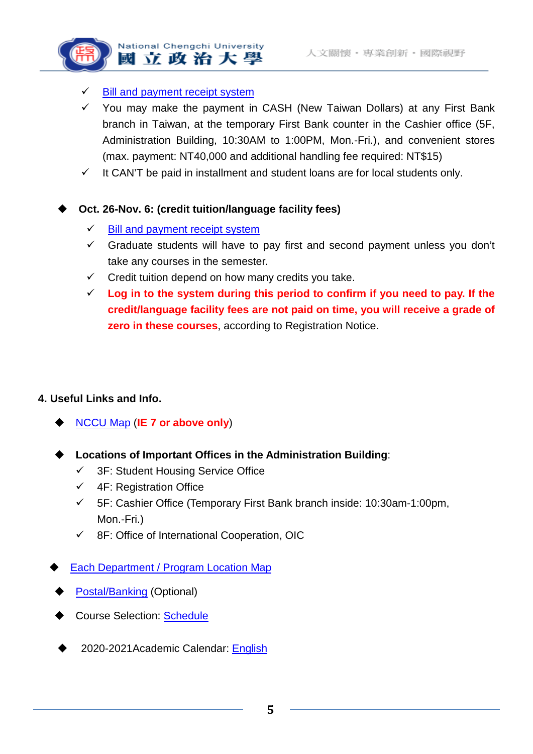- ✓ Bill and payment receipt system
- ✓ You may make the payment in CASH (New Taiwan Dollars) at any First Bank branch in Taiwan, at the temporary First Bank counter in the Cashier office (5F, Administration Building, 10:30AM to 1:00PM, Mon.-Fri.), and convenient stores (max. payment: NT40,000 and additional handling fee required: NT$15)
- ✓ It CAN'T be paid in installment and student loans are for local students only.

◆ **Oct. 26-Nov. 6: (credit tuition/language facility fees)**

- ✓ Bill and payment receipt system
- ✓ Graduate students will have to pay first and second payment unless you don't take any courses in the semester.
- ✓ Credit tuition depend on how many credits you take.
- ✓ **Log in to the system during this period to confirm if you need to pay. If the credit/language facility fees are not paid on time, you will receive a grade of zero in these courses**, according to Registration Notice.

## 4. Useful Links and Info.

◆ NCCU Map (**IE 7 or above only**)

◆ **Locations of Important Offices in the Administration Building**:

- ✓ 3F: Student Housing Service Office
- ✓ 4F: Registration Office
- ✓ 5F: Cashier Office (Temporary First Bank branch inside: 10:30am-1:00pm, Mon.-Fri.)
- ✓ 8F: Office of International Cooperation, OIC

◆ Each Department / Program Location Map

◆ Postal/Banking (Optional)

◆ Course Selection: Schedule

◆ 2020-2021Academic Calendar: English